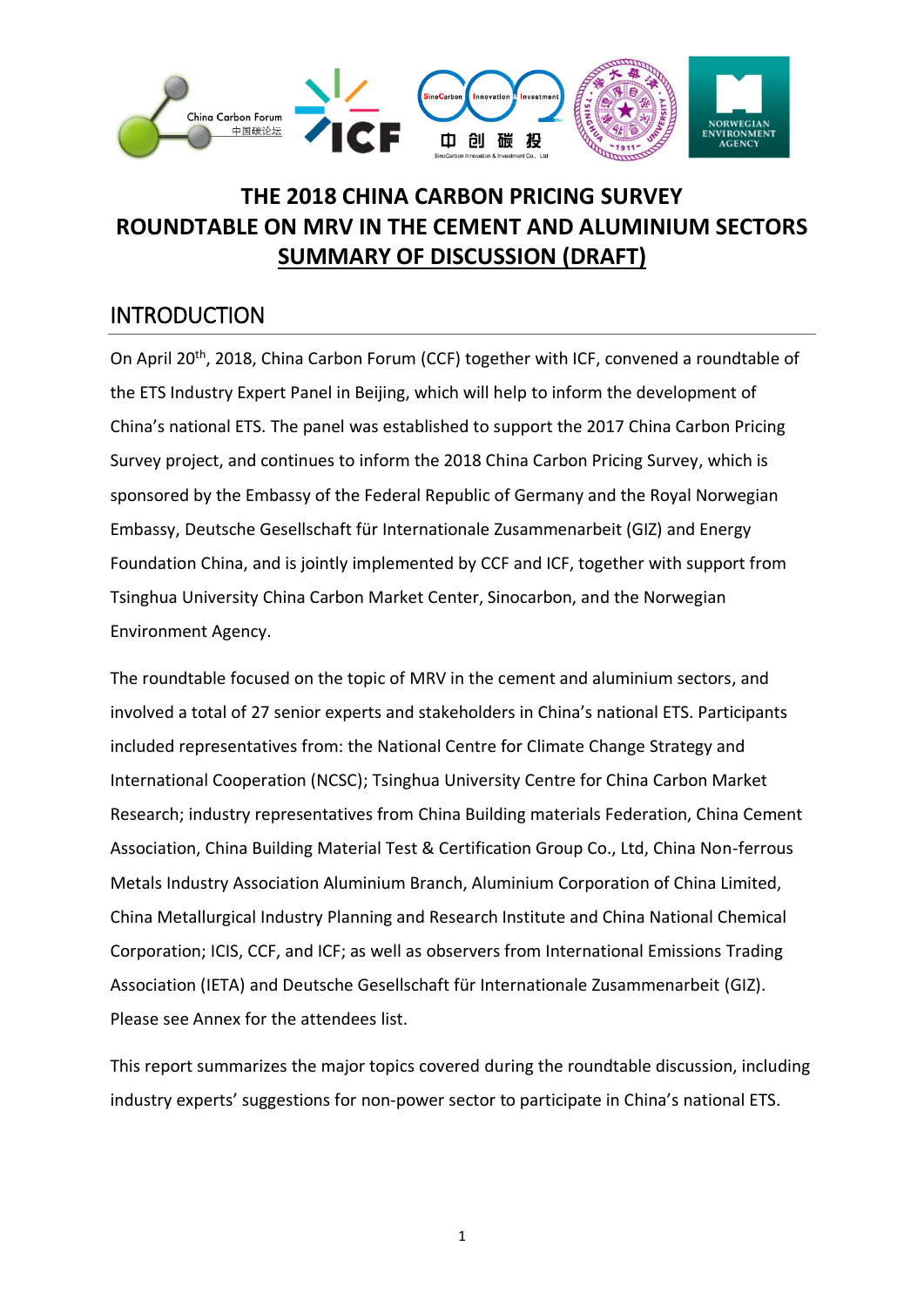# THE 2018 CHINA CARBON PRICING SURVEY
# ROUNDTABLE ON MRV IN THE CEMENT AND ALUMINIUM SECTORS
# SUMMARY OF DISCUSSION (DRAFT)

## INTRODUCTION

On April 20th, 2018, China Carbon Forum (CCF) together with ICF, convened a roundtable of the ETS Industry Expert Panel in Beijing, which will help to inform the development of China's national ETS. The panel was established to support the 2017 China Carbon Pricing Survey project, and continues to inform the 2018 China Carbon Pricing Survey, which is sponsored by the Embassy of the Federal Republic of Germany and the Royal Norwegian Embassy, Deutsche Gesellschaft für Internationale Zusammenarbeit (GIZ) and Energy Foundation China, and is jointly implemented by CCF and ICF, together with support from Tsinghua University China Carbon Market Center, Sinocarbon, and the Norwegian Environment Agency.

The roundtable focused on the topic of MRV in the cement and aluminium sectors, and involved a total of 27 senior experts and stakeholders in China's national ETS. Participants included representatives from: the National Centre for Climate Change Strategy and International Cooperation (NCSC); Tsinghua University Centre for China Carbon Market Research; industry representatives from China Building materials Federation, China Cement Association, China Building Material Test & Certification Group Co., Ltd, China Non-ferrous Metals Industry Association Aluminium Branch, Aluminium Corporation of China Limited, China Metallurgical Industry Planning and Research Institute and China National Chemical Corporation; ICIS, CCF, and ICF; as well as observers from International Emissions Trading Association (IETA) and Deutsche Gesellschaft für Internationale Zusammenarbeit (GIZ). Please see Annex for the attendees list.

This report summarizes the major topics covered during the roundtable discussion, including industry experts' suggestions for non-power sector to participate in China's national ETS.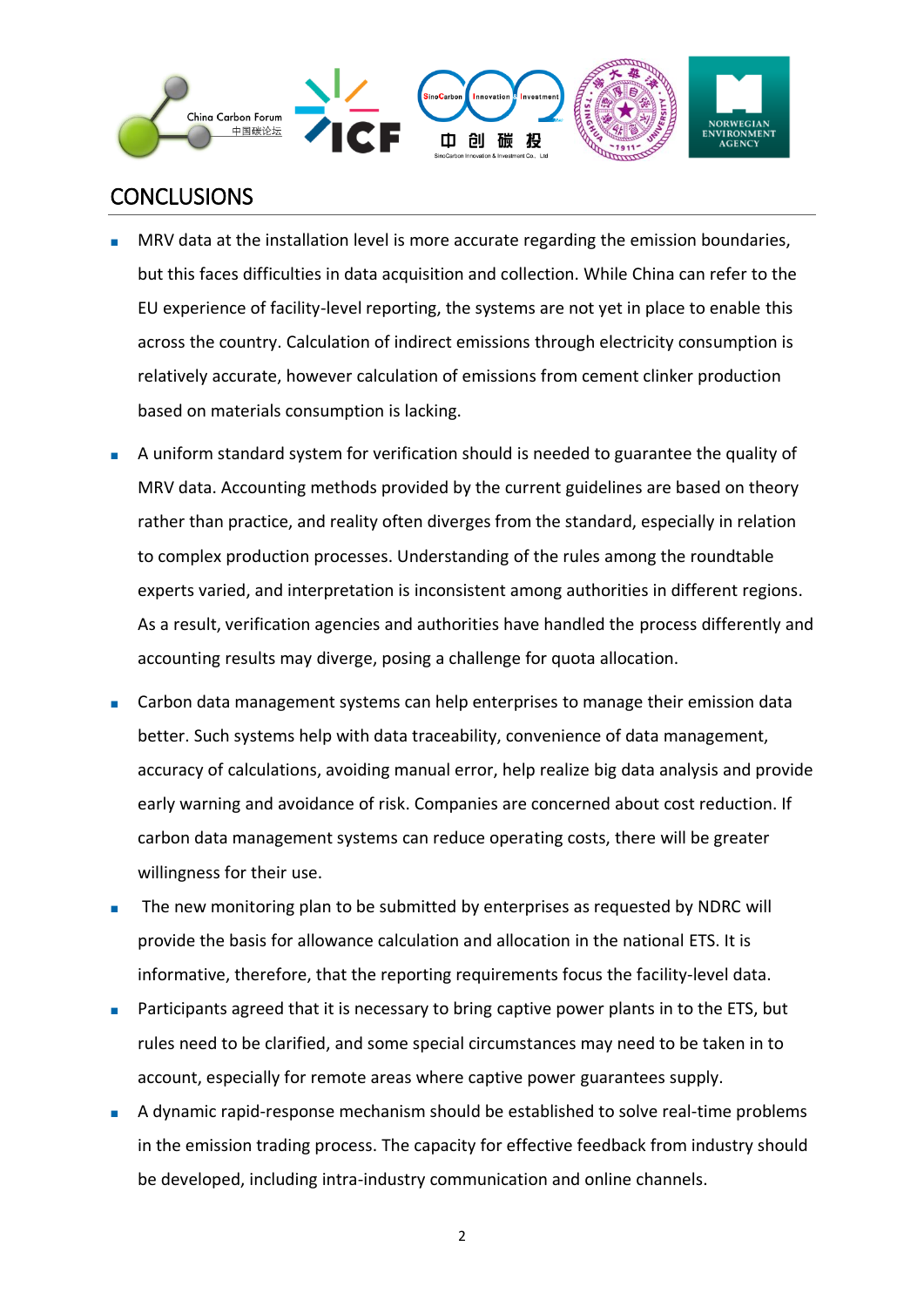## CONCLUSIONS

- MRV data at the installation level is more accurate regarding the emission boundaries, but this faces difficulties in data acquisition and collection. While China can refer to the EU experience of facility-level reporting, the systems are not yet in place to enable this across the country. Calculation of indirect emissions through electricity consumption is relatively accurate, however calculation of emissions from cement clinker production based on materials consumption is lacking.
- A uniform standard system for verification should is needed to guarantee the quality of MRV data. Accounting methods provided by the current guidelines are based on theory rather than practice, and reality often diverges from the standard, especially in relation to complex production processes. Understanding of the rules among the roundtable experts varied, and interpretation is inconsistent among authorities in different regions. As a result, verification agencies and authorities have handled the process differently and accounting results may diverge, posing a challenge for quota allocation.
- Carbon data management systems can help enterprises to manage their emission data better. Such systems help with data traceability, convenience of data management, accuracy of calculations, avoiding manual error, help realize big data analysis and provide early warning and avoidance of risk. Companies are concerned about cost reduction. If carbon data management systems can reduce operating costs, there will be greater willingness for their use.
- The new monitoring plan to be submitted by enterprises as requested by NDRC will provide the basis for allowance calculation and allocation in the national ETS. It is informative, therefore, that the reporting requirements focus the facility-level data.
- Participants agreed that it is necessary to bring captive power plants in to the ETS, but rules need to be clarified, and some special circumstances may need to be taken in to account, especially for remote areas where captive power guarantees supply.
- A dynamic rapid-response mechanism should be established to solve real-time problems in the emission trading process. The capacity for effective feedback from industry should be developed, including intra-industry communication and online channels.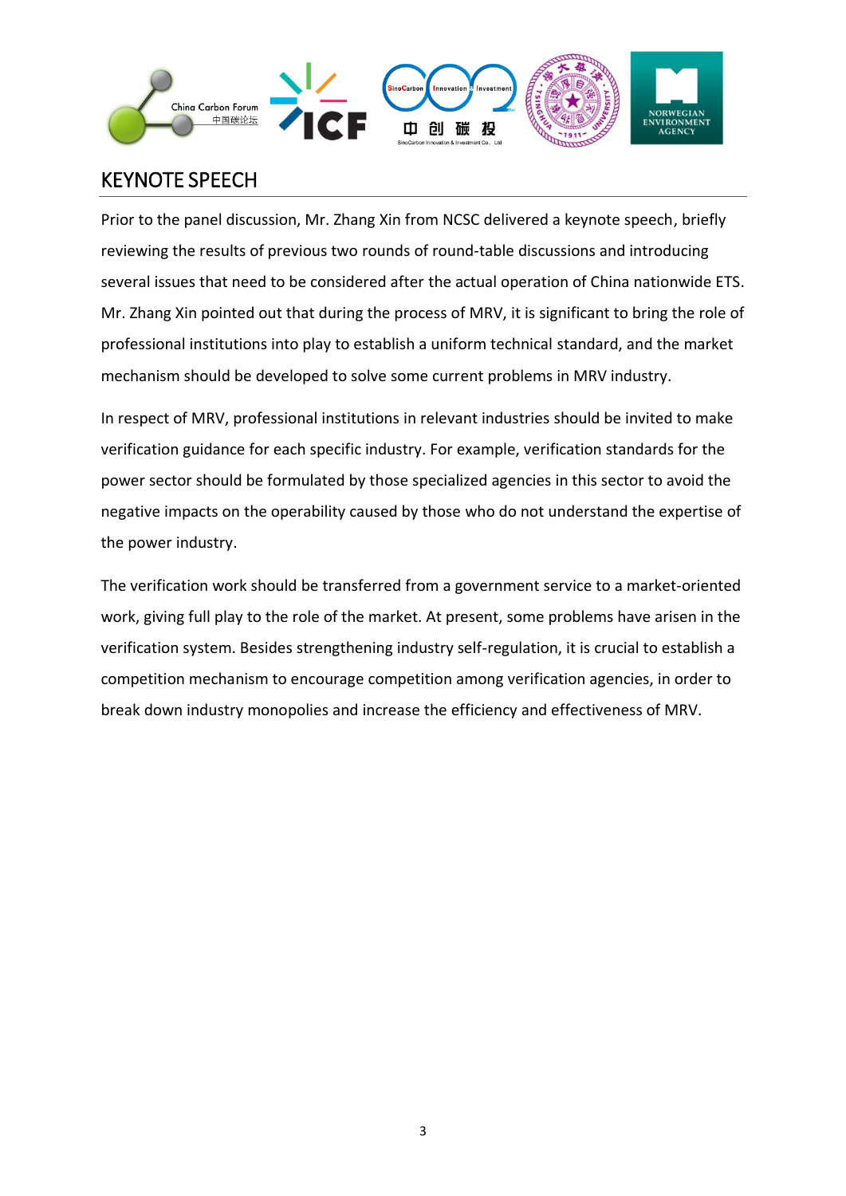# KEYNOTE SPEECH

Prior to the panel discussion, Mr. Zhang Xin from NCSC delivered a keynote speech, briefly reviewing the results of previous two rounds of round-table discussions and introducing several issues that need to be considered after the actual operation of China nationwide ETS. Mr. Zhang Xin pointed out that during the process of MRV, it is significant to bring the role of professional institutions into play to establish a uniform technical standard, and the market mechanism should be developed to solve some current problems in MRV industry.

In respect of MRV, professional institutions in relevant industries should be invited to make verification guidance for each specific industry. For example, verification standards for the power sector should be formulated by those specialized agencies in this sector to avoid the negative impacts on the operability caused by those who do not understand the expertise of the power industry.

The verification work should be transferred from a government service to a market-oriented work, giving full play to the role of the market. At present, some problems have arisen in the verification system. Besides strengthening industry self-regulation, it is crucial to establish a competition mechanism to encourage competition among verification agencies, in order to break down industry monopolies and increase the efficiency and effectiveness of MRV.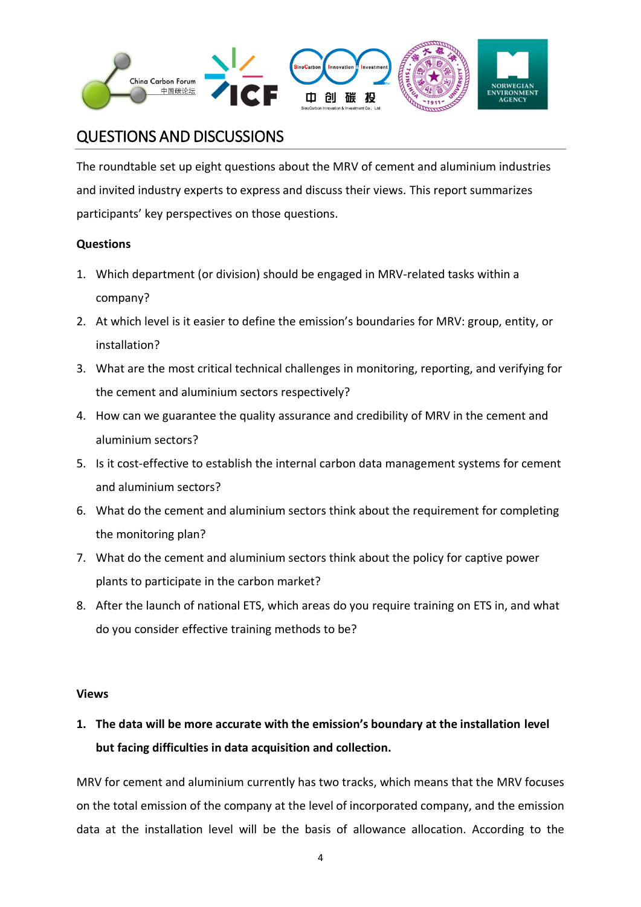## QUESTIONS AND DISCUSSIONS

The roundtable set up eight questions about the MRV of cement and aluminium industries and invited industry experts to express and discuss their views. This report summarizes participants' key perspectives on those questions.

**Questions**

1. Which department (or division) should be engaged in MRV-related tasks within a company?
2. At which level is it easier to define the emission's boundaries for MRV: group, entity, or installation?
3. What are the most critical technical challenges in monitoring, reporting, and verifying for the cement and aluminium sectors respectively?
4. How can we guarantee the quality assurance and credibility of MRV in the cement and aluminium sectors?
5. Is it cost-effective to establish the internal carbon data management systems for cement and aluminium sectors?
6. What do the cement and aluminium sectors think about the requirement for completing the monitoring plan?
7. What do the cement and aluminium sectors think about the policy for captive power plants to participate in the carbon market?
8. After the launch of national ETS, which areas do you require training on ETS in, and what do you consider effective training methods to be?

**Views**

1. **The data will be more accurate with the emission's boundary at the installation level but facing difficulties in data acquisition and collection.**

MRV for cement and aluminium currently has two tracks, which means that the MRV focuses on the total emission of the company at the level of incorporated company, and the emission data at the installation level will be the basis of allowance allocation. According to the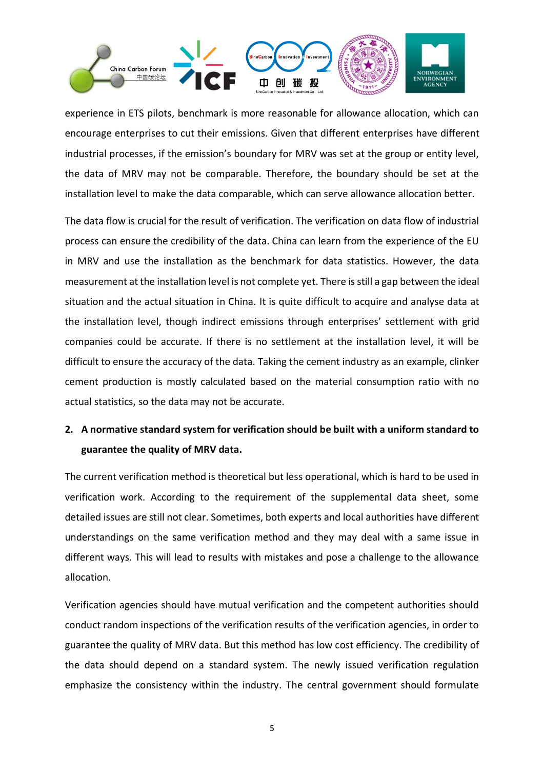experience in ETS pilots, benchmark is more reasonable for allowance allocation, which can encourage enterprises to cut their emissions. Given that different enterprises have different industrial processes, if the emission's boundary for MRV was set at the group or entity level, the data of MRV may not be comparable. Therefore, the boundary should be set at the installation level to make the data comparable, which can serve allowance allocation better.

The data flow is crucial for the result of verification. The verification on data flow of industrial process can ensure the credibility of the data. China can learn from the experience of the EU in MRV and use the installation as the benchmark for data statistics. However, the data measurement at the installation level is not complete yet. There is still a gap between the ideal situation and the actual situation in China. It is quite difficult to acquire and analyse data at the installation level, though indirect emissions through enterprises' settlement with grid companies could be accurate. If there is no settlement at the installation level, it will be difficult to ensure the accuracy of the data. Taking the cement industry as an example, clinker cement production is mostly calculated based on the material consumption ratio with no actual statistics, so the data may not be accurate.

2. **A normative standard system for verification should be built with a uniform standard to guarantee the quality of MRV data.**

The current verification method is theoretical but less operational, which is hard to be used in verification work. According to the requirement of the supplemental data sheet, some detailed issues are still not clear. Sometimes, both experts and local authorities have different understandings on the same verification method and they may deal with a same issue in different ways. This will lead to results with mistakes and pose a challenge to the allowance allocation.

Verification agencies should have mutual verification and the competent authorities should conduct random inspections of the verification results of the verification agencies, in order to guarantee the quality of MRV data. But this method has low cost efficiency. The credibility of the data should depend on a standard system. The newly issued verification regulation emphasize the consistency within the industry. The central government should formulate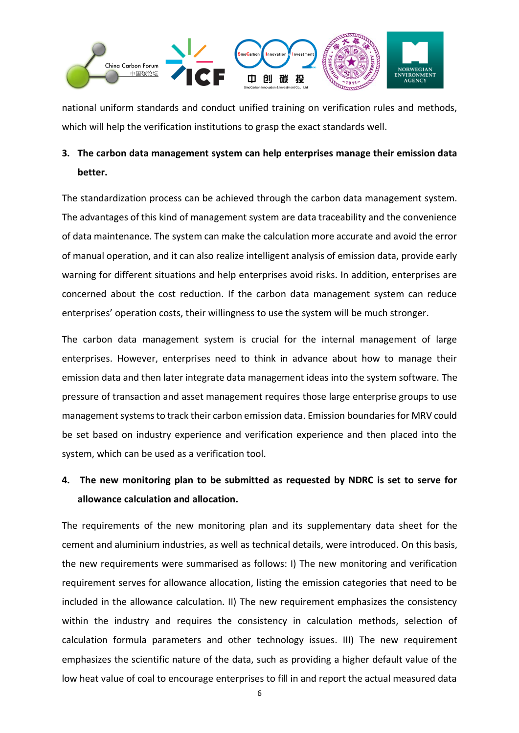national uniform standards and conduct unified training on verification rules and methods, which will help the verification institutions to grasp the exact standards well.

3. **The carbon data management system can help enterprises manage their emission data better.**

The standardization process can be achieved through the carbon data management system. The advantages of this kind of management system are data traceability and the convenience of data maintenance. The system can make the calculation more accurate and avoid the error of manual operation, and it can also realize intelligent analysis of emission data, provide early warning for different situations and help enterprises avoid risks. In addition, enterprises are concerned about the cost reduction. If the carbon data management system can reduce enterprises' operation costs, their willingness to use the system will be much stronger.

The carbon data management system is crucial for the internal management of large enterprises. However, enterprises need to think in advance about how to manage their emission data and then later integrate data management ideas into the system software. The pressure of transaction and asset management requires those large enterprise groups to use management systems to track their carbon emission data. Emission boundaries for MRV could be set based on industry experience and verification experience and then placed into the system, which can be used as a verification tool.

4. **The new monitoring plan to be submitted as requested by NDRC is set to serve for allowance calculation and allocation.**

The requirements of the new monitoring plan and its supplementary data sheet for the cement and aluminium industries, as well as technical details, were introduced. On this basis, the new requirements were summarised as follows: I) The new monitoring and verification requirement serves for allowance allocation, listing the emission categories that need to be included in the allowance calculation. II) The new requirement emphasizes the consistency within the industry and requires the consistency in calculation methods, selection of calculation formula parameters and other technology issues. III) The new requirement emphasizes the scientific nature of the data, such as providing a higher default value of the low heat value of coal to encourage enterprises to fill in and report the actual measured data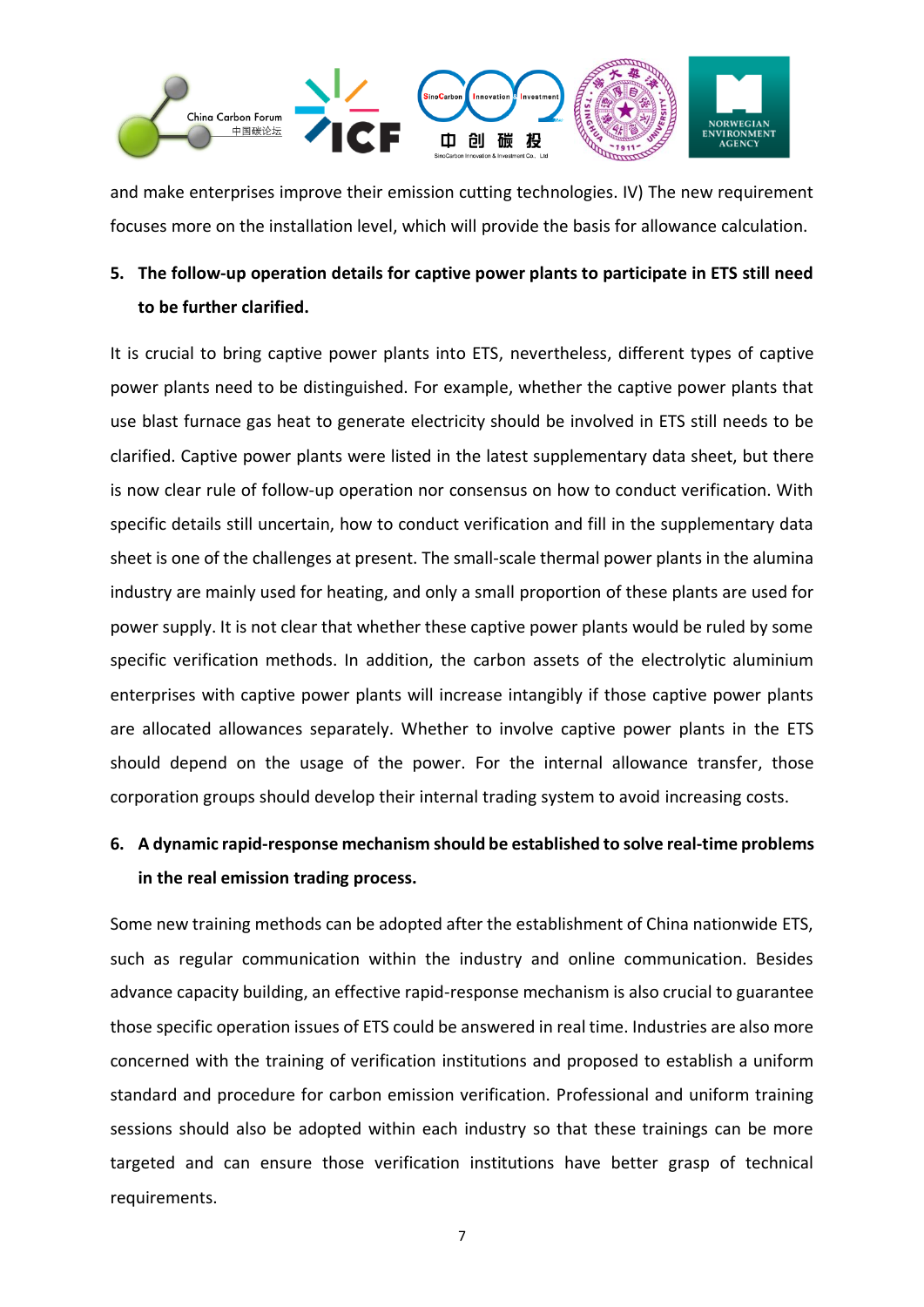and make enterprises improve their emission cutting technologies. IV) The new requirement focuses more on the installation level, which will provide the basis for allowance calculation.

5. **The follow-up operation details for captive power plants to participate in ETS still need to be further clarified.**

It is crucial to bring captive power plants into ETS, nevertheless, different types of captive power plants need to be distinguished. For example, whether the captive power plants that use blast furnace gas heat to generate electricity should be involved in ETS still needs to be clarified. Captive power plants were listed in the latest supplementary data sheet, but there is now clear rule of follow-up operation nor consensus on how to conduct verification. With specific details still uncertain, how to conduct verification and fill in the supplementary data sheet is one of the challenges at present. The small-scale thermal power plants in the alumina industry are mainly used for heating, and only a small proportion of these plants are used for power supply. It is not clear that whether these captive power plants would be ruled by some specific verification methods. In addition, the carbon assets of the electrolytic aluminium enterprises with captive power plants will increase intangibly if those captive power plants are allocated allowances separately. Whether to involve captive power plants in the ETS should depend on the usage of the power. For the internal allowance transfer, those corporation groups should develop their internal trading system to avoid increasing costs.

6. **A dynamic rapid-response mechanism should be established to solve real-time problems in the real emission trading process.**

Some new training methods can be adopted after the establishment of China nationwide ETS, such as regular communication within the industry and online communication. Besides advance capacity building, an effective rapid-response mechanism is also crucial to guarantee those specific operation issues of ETS could be answered in real time. Industries are also more concerned with the training of verification institutions and proposed to establish a uniform standard and procedure for carbon emission verification. Professional and uniform training sessions should also be adopted within each industry so that these trainings can be more targeted and can ensure those verification institutions have better grasp of technical requirements.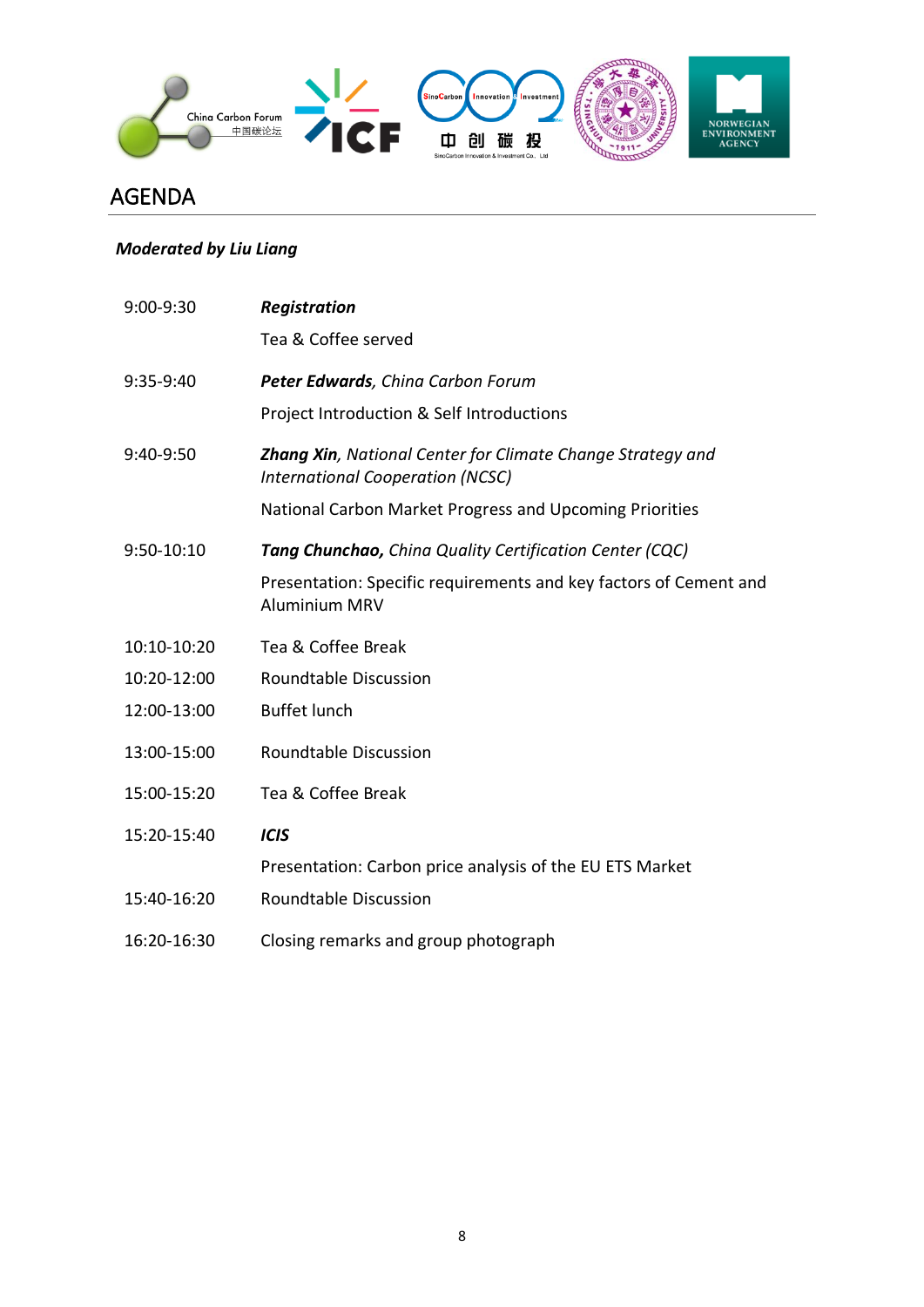## AGENDA

***Moderated by Liu Liang***

| | |
|---|---|
| 9:00-9:30 | ***Registration***<br>Tea & Coffee served |
| 9:35-9:40 | ***Peter Edwards**, China Carbon Forum*<br>Project Introduction & Self Introductions |
| 9:40-9:50 | ***Zhang Xin**, National Center for Climate Change Strategy and International Cooperation (NCSC)*<br>National Carbon Market Progress and Upcoming Priorities |
| 9:50-10:10 | ***Tang Chunchao,** China Quality Certification Center (CQC)*<br>Presentation: Specific requirements and key factors of Cement and Aluminium MRV |
| 10:10-10:20 | Tea & Coffee Break |
| 10:20-12:00 | Roundtable Discussion |
| 12:00-13:00 | Buffet lunch |
| 13:00-15:00 | Roundtable Discussion |
| 15:00-15:20 | Tea & Coffee Break |
| 15:20-15:40 | ***ICIS***<br>Presentation: Carbon price analysis of the EU ETS Market |
| 15:40-16:20 | Roundtable Discussion |
| 16:20-16:30 | Closing remarks and group photograph |